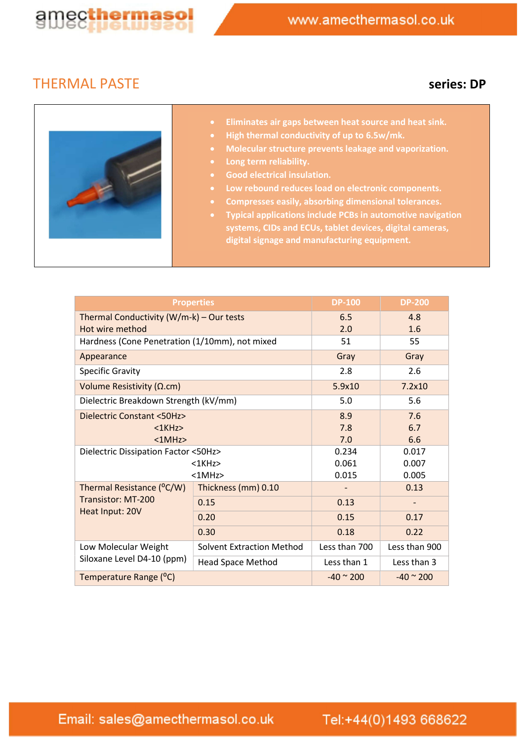# THERMAL PASTE

**series: DP**

- **Eliminates air gaps between heat source and heat sink.**
- **High thermal conductivity of up to 6.5w/mk.**
- **Molecular structure prevents leakage and vaporization.**
- **Long term reliability.**
- **Good electrical insulation.**
- **Low rebound reduces load on electronic components.**
- **Compresses easily, absorbing dimensional tolerances.**
- **Typical applications include PCBs in automotive navigation systems, CIDs and ECUs, tablet devices, digital cameras, digital signage and manufacturing equipment.**

| Properties | | DP-100 | DP-200 |
|---|---|---|---|
| Thermal Conductivity (W/m-k) – Our tests<br>Hot wire method | | 6.5<br>2.0 | 4.8<br>1.6 |
| Hardness (Cone Penetration (1/10mm), not mixed | | 51 | 55 |
| Appearance | | Gray | Gray |
| Specific Gravity | | 2.8 | 2.6 |
| Volume Resistivity (Ω.cm) | | 5.9x10 | 7.2x10 |
| Dielectric Breakdown Strength (kV/mm) | | 5.0 | 5.6 |
| Dielectric Constant <50Hz><br><1KHz><br><1MHz> | | 8.9<br>7.8<br>7.0 | 7.6<br>6.7<br>6.6 |
| Dielectric Dissipation Factor <50Hz><br><1KHz><br><1MHz> | | 0.234<br>0.061<br>0.015 | 0.017<br>0.007<br>0.005 |
| Thermal Resistance ($^{o}$C/W)<br>Transistor: MT-200<br>Heat Input: 20V | Thickness (mm) 0.10 | - | 0.13 |
| | 0.15 | 0.13 | - |
| | 0.20 | 0.15 | 0.17 |
| | 0.30 | 0.18 | 0.22 |
| Low Molecular Weight<br>Siloxane Level D4-10 (ppm) | Solvent Extraction Method | Less than 700 | Less than 900 |
| | Head Space Method | Less than 1 | Less than 3 |
| Temperature Range ($^{o}$C) | | -40 ~ 200 | -40 ~ 200 |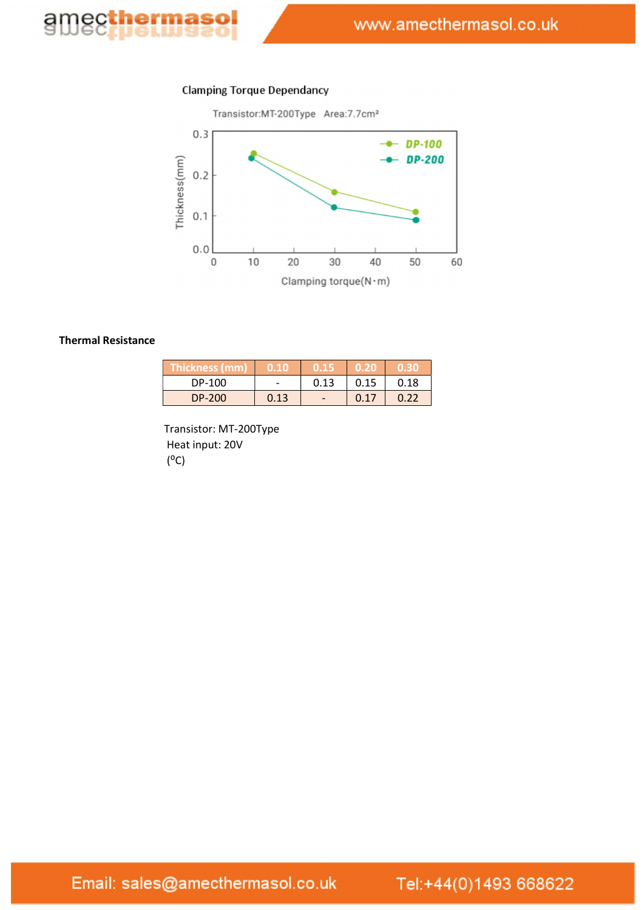Clamping Torque Dependancy

Transistor:MT-200Type Area:7.7cm²

Thickness(mm)

0.3
0.2
0.1
0.0

0 10 20 30 40 50 60

Clamping torque(N·m)

DP-100
DP-200

**Thermal Resistance**

| Thickness (mm) | 0.10 | 0.15 | 0.20 | 0.30 |
|---|---|---|---|---|
| DP-100 | - | 0.13 | 0.15 | 0.18 |
| DP-200 | 0.13 | - | 0.17 | 0.22 |

Transistor: MT-200Type
Heat input: 20V
(ºC)